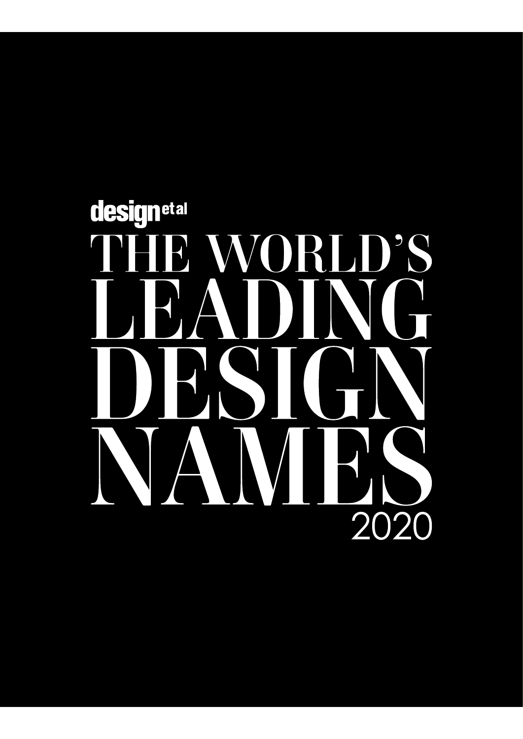designet al

# THE WORLD'S LEADING DESIGN NAMES

2020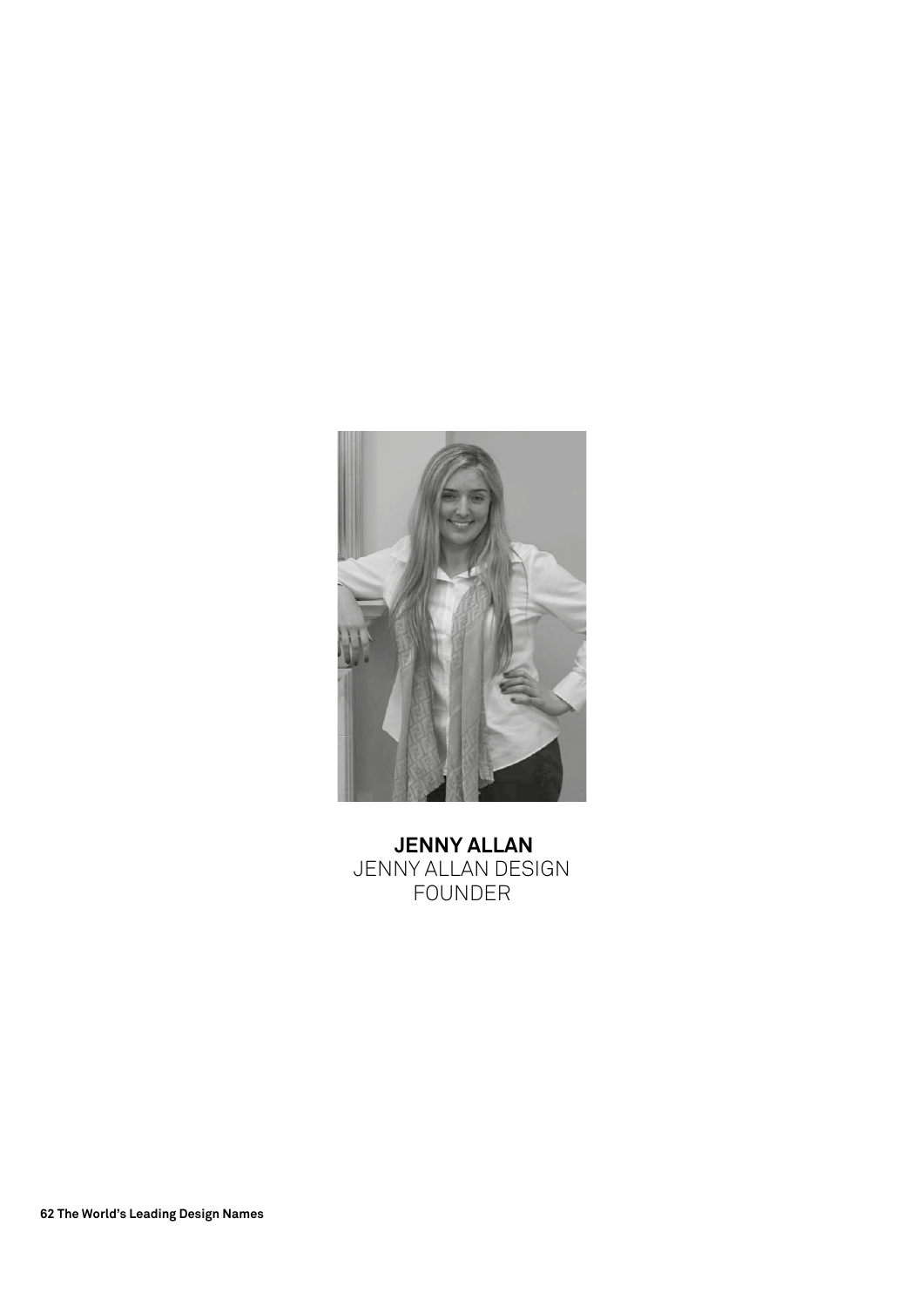**JENNY ALLAN**
JENNY ALLAN DESIGN
FOUNDER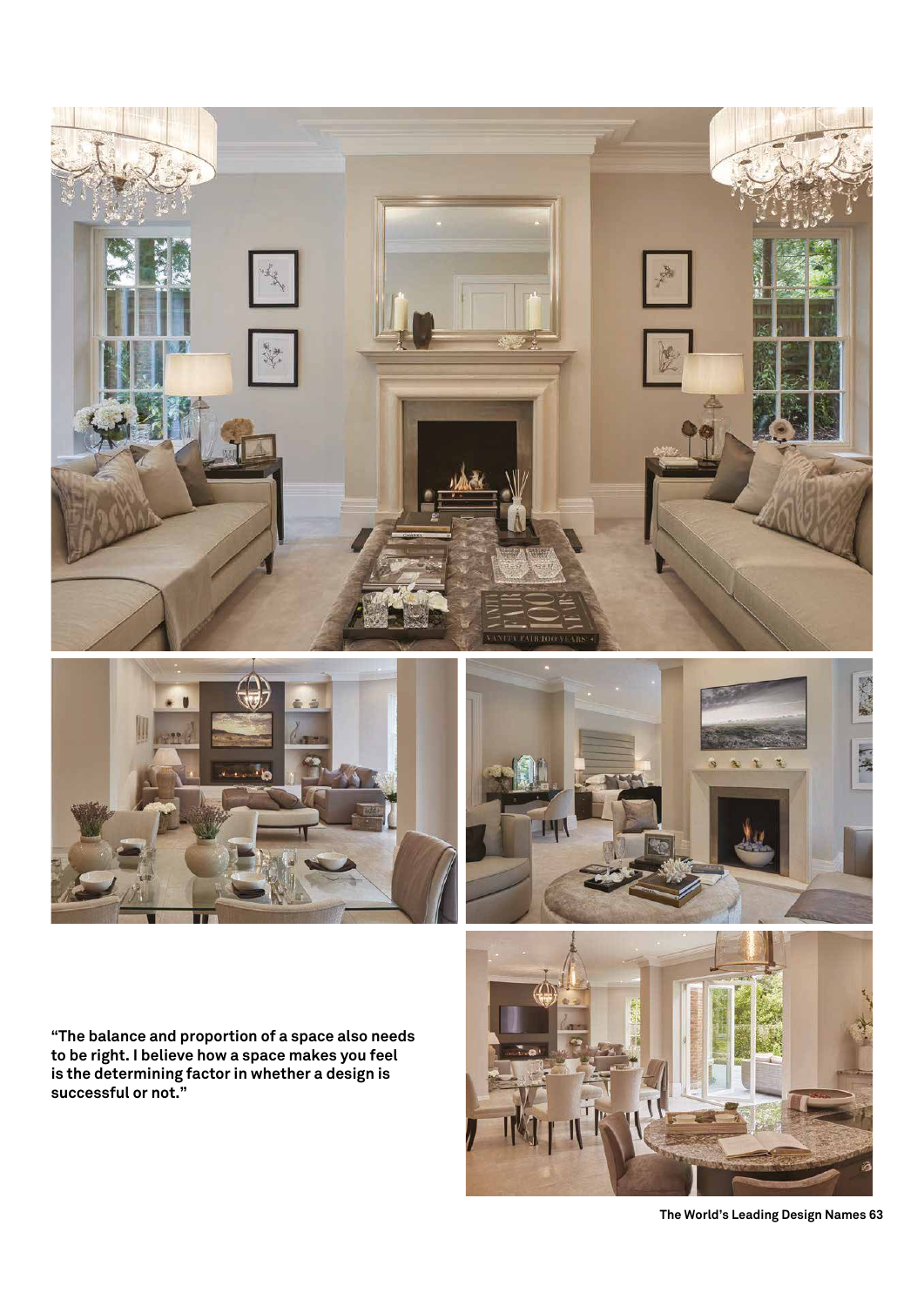"The balance and proportion of a space also needs to be right. I believe how a space makes you feel is the determining factor in whether a design is successful or not."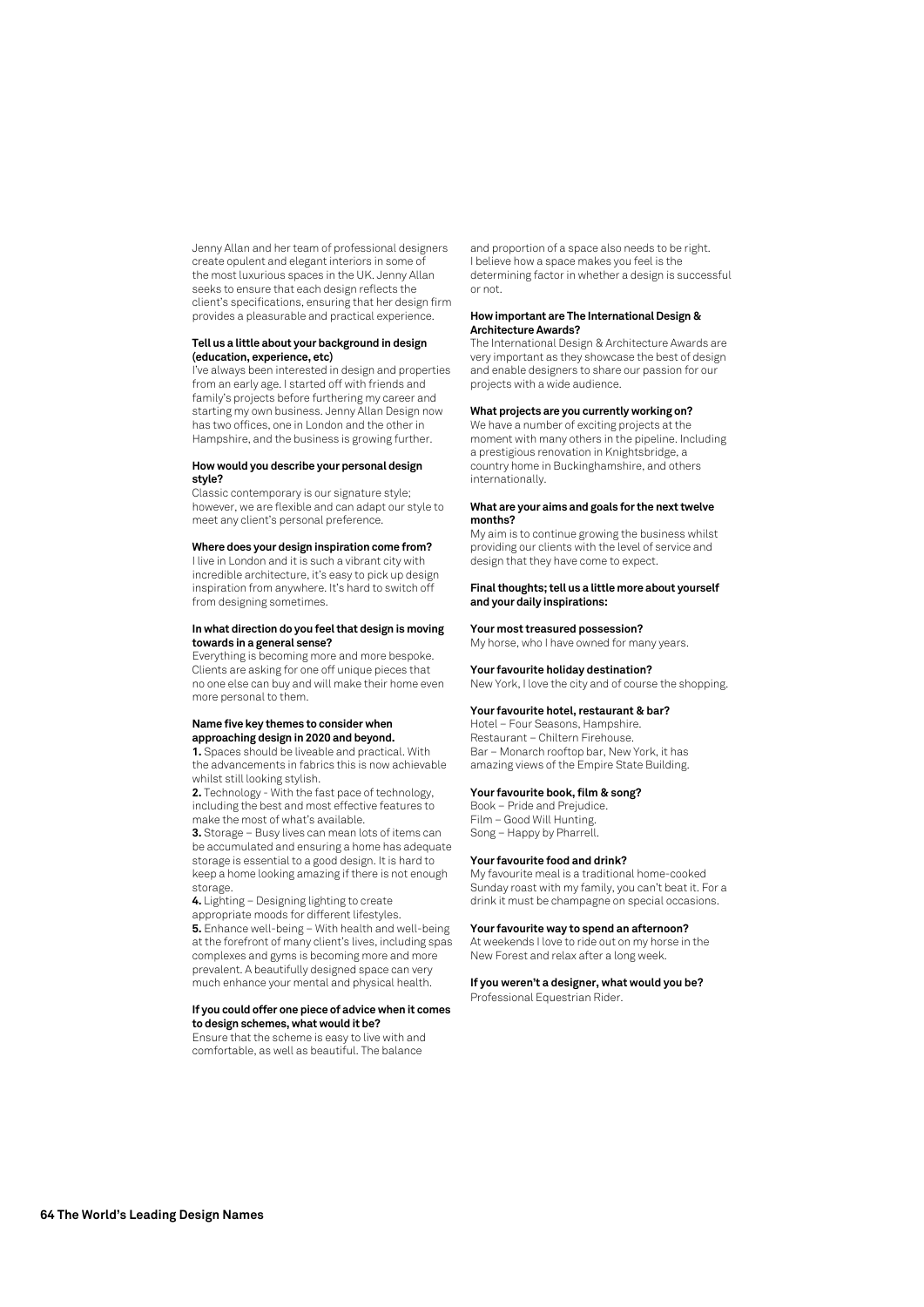Jenny Allan and her team of professional designers create opulent and elegant interiors in some of the most luxurious spaces in the UK. Jenny Allan seeks to ensure that each design reflects the client's specifications, ensuring that her design firm provides a pleasurable and practical experience.

**Tell us a little about your background in design (education, experience, etc)**

I've always been interested in design and properties from an early age. I started off with friends and family's projects before furthering my career and starting my own business. Jenny Allan Design now has two offices, one in London and the other in Hampshire, and the business is growing further.

**How would you describe your personal design style?**

Classic contemporary is our signature style; however, we are flexible and can adapt our style to meet any client's personal preference.

**Where does your design inspiration come from?**

I live in London and it is such a vibrant city with incredible architecture, it's easy to pick up design inspiration from anywhere. It's hard to switch off from designing sometimes.

**In what direction do you feel that design is moving towards in a general sense?**

Everything is becoming more and more bespoke. Clients are asking for one off unique pieces that no one else can buy and will make their home even more personal to them.

**Name five key themes to consider when approaching design in 2020 and beyond.**

**1.** Spaces should be liveable and practical. With the advancements in fabrics this is now achievable whilst still looking stylish.

**2.** Technology - With the fast pace of technology, including the best and most effective features to make the most of what's available.

**3.** Storage – Busy lives can mean lots of items can be accumulated and ensuring a home has adequate storage is essential to a good design. It is hard to keep a home looking amazing if there is not enough storage.

**4.** Lighting – Designing lighting to create appropriate moods for different lifestyles.

**5.** Enhance well-being – With health and well-being at the forefront of many client's lives, including spas complexes and gyms is becoming more and more prevalent. A beautifully designed space can very much enhance your mental and physical health.

**If you could offer one piece of advice when it comes to design schemes, what would it be?**

Ensure that the scheme is easy to live with and comfortable, as well as beautiful. The balance and proportion of a space also needs to be right. I believe how a space makes you feel is the determining factor in whether a design is successful or not.

**How important are The International Design & Architecture Awards?**

The International Design & Architecture Awards are very important as they showcase the best of design and enable designers to share our passion for our projects with a wide audience.

**What projects are you currently working on?**

We have a number of exciting projects at the moment with many others in the pipeline. Including a prestigious renovation in Knightsbridge, a country home in Buckinghamshire, and others internationally.

**What are your aims and goals for the next twelve months?**

My aim is to continue growing the business whilst providing our clients with the level of service and design that they have come to expect.

**Final thoughts; tell us a little more about yourself and your daily inspirations:**

**Your most treasured possession?**

My horse, who I have owned for many years.

**Your favourite holiday destination?**

New York, I love the city and of course the shopping.

**Your favourite hotel, restaurant & bar?**

Hotel – Four Seasons, Hampshire.
Restaurant – Chiltern Firehouse.
Bar – Monarch rooftop bar, New York, it has amazing views of the Empire State Building.

**Your favourite book, film & song?**

Book – Pride and Prejudice.
Film – Good Will Hunting.
Song – Happy by Pharrell.

**Your favourite food and drink?**

My favourite meal is a traditional home-cooked Sunday roast with my family, you can't beat it. For a drink it must be champagne on special occasions.

**Your favourite way to spend an afternoon?**

At weekends I love to ride out on my horse in the New Forest and relax after a long week.

**If you weren't a designer, what would you be?**

Professional Equestrian Rider.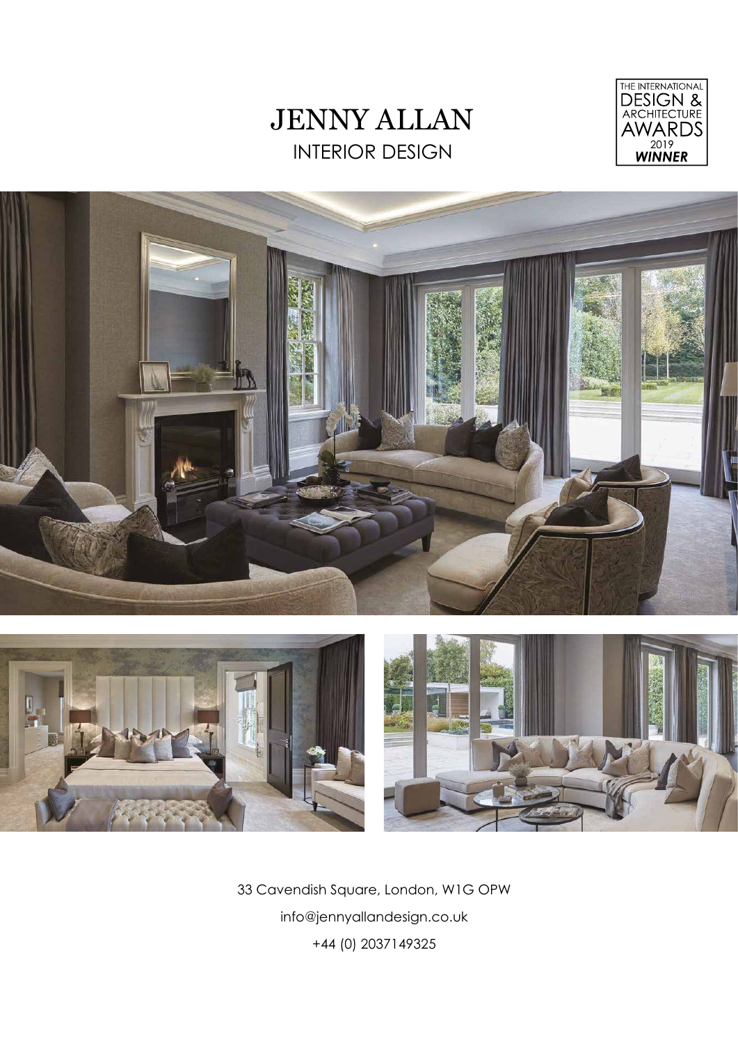# JENNY ALLAN

INTERIOR DESIGN

THE INTERNATIONAL DESIGN & ARCHITECTURE AWARDS 2019 *WINNER*

33 Cavendish Square, London, W1G OPW

info@jennyallandesign.co.uk

+44 (0) 2037149325